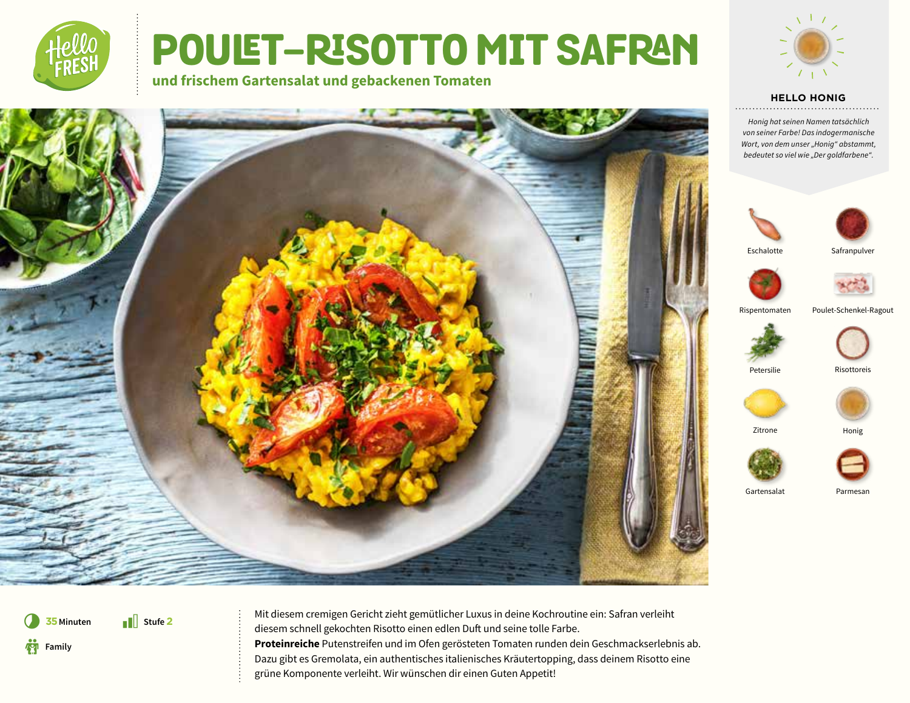# POULET-RISOTTO MIT SAFRAN

## und frischem Gartensalat und gebackenen Tomaten

### HELLO HONIG

*Honig hat seinen Namen tatsächlich von seiner Farbe! Das indogermanische Wort, von dem unser „Honig" abstammt, bedeutet so viel wie „Der goldfarbene".*

- Eschalotte
- Safranpulver
- Rispentomaten
- Poulet-Schenkel-Ragout
- Petersilie
- Risottoreis
- Zitrone
- Honig
- Gartensalat
- Parmesan

35 Minuten

Stufe 2

Family

Mit diesem cremigen Gericht zieht gemütlicher Luxus in deine Kochroutine ein: Safran verleiht diesem schnell gekochten Risotto einen edlen Duft und seine tolle Farbe. **Proteinreiche** Putenstreifen und im Ofen gerösteten Tomaten runden dein Geschmackserlebnis ab. Dazu gibt es Gremolata, ein authentisches italienisches Kräutertopping, dass deinem Risotto eine grüne Komponente verleiht. Wir wünschen dir einen Guten Appetit!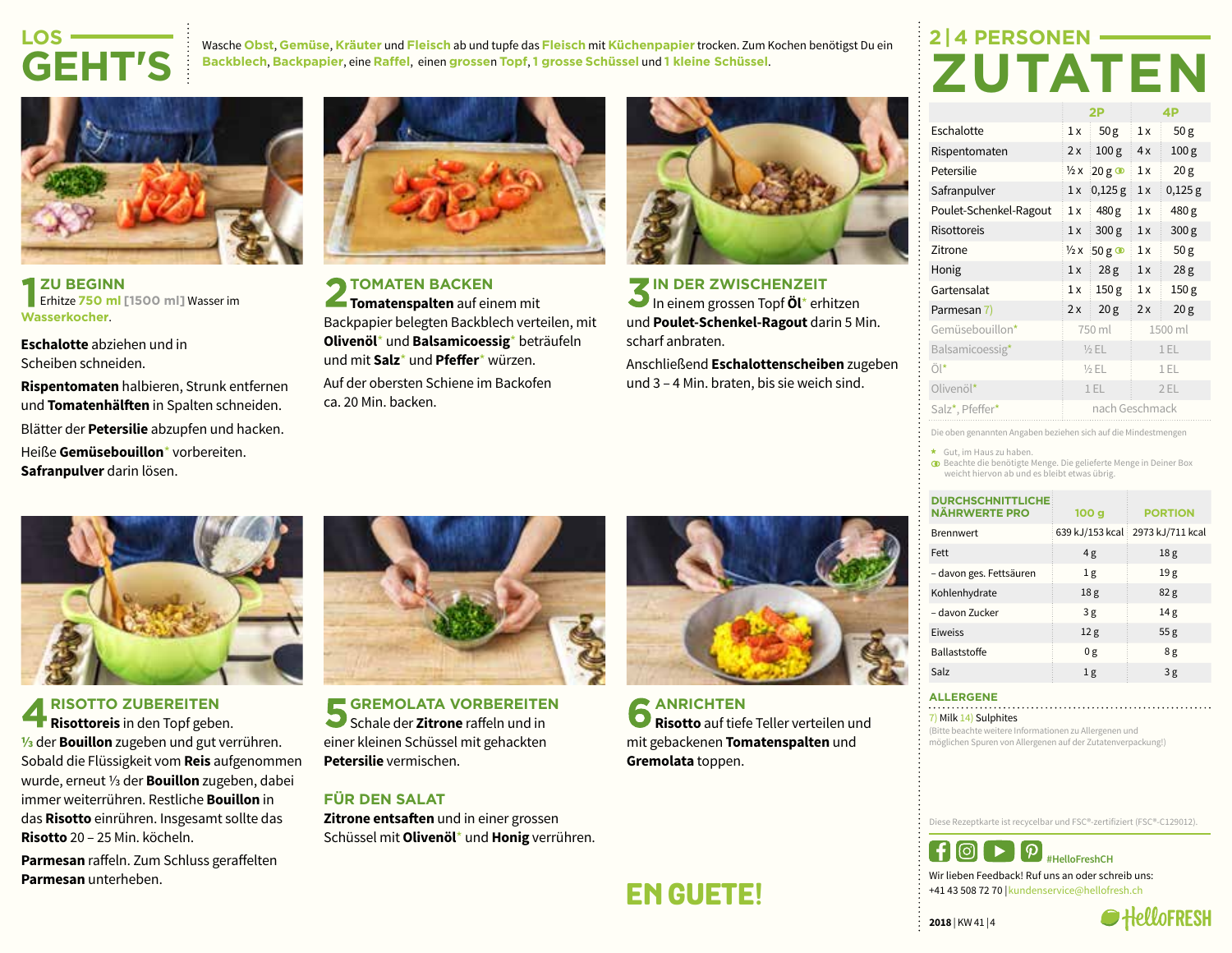# LOS GEHT'S

Wasche **Obst**, **Gemüse**, **Kräuter** und **Fleisch** ab und tupfe das **Fleisch** mit **Küchenpapier** trocken. Zum Kochen benötigst Du ein **Backblech**, **Backpapier**, eine **Raffel**, einen **grossen Topf**, **1 grosse Schüssel** und **1 kleine Schüssel**.

## 1 ZU BEGINN

Erhitze **750 ml [1500 ml]** Wasser im **Wasserkocher**.

**Eschalotte** abziehen und in Scheiben schneiden.

**Rispentomaten** halbieren, Strunk entfernen und **Tomatenhälften** in Spalten schneiden.

Blätter der **Petersilie** abzupfen und hacken.

Heiße **Gemüsebouillon*** vorbereiten. **Safranpulver** darin lösen.

## 2 TOMATEN BACKEN

**Tomatenspalten** auf einem mit Backpapier belegten Backblech verteilen, mit **Olivenöl*** und **Balsamicoessig*** beträufeln und mit **Salz*** und **Pfeffer*** würzen.

Auf der obersten Schiene im Backofen ca. 20 Min. backen.

## 3 IN DER ZWISCHENZEIT

In einem grossen Topf **Öl*** erhitzen und **Poulet-Schenkel-Ragout** darin 5 Min. scharf anbraten.

Anschließend **Eschalottenscheiben** zugeben und 3 – 4 Min. braten, bis sie weich sind.

## 4 RISOTTO ZUBEREITEN

**Risottoreis** in den Topf geben. **⅓** der **Bouillon** zugeben und gut verrühren. Sobald die Flüssigkeit vom **Reis** aufgenommen wurde, erneut ⅓ der **Bouillon** zugeben, dabei immer weiterrühren. Restliche **Bouillon** in das **Risotto** einrühren. Insgesamt sollte das **Risotto** 20 – 25 Min. köcheln.

**Parmesan** raffeln. Zum Schluss geraffelten **Parmesan** unterheben.

## 5 GREMOLATA VORBEREITEN

Schale der **Zitrone** raffeln und in einer kleinen Schüssel mit gehackten **Petersilie** vermischen.

### FÜR DEN SALAT

**Zitrone entsaften** und in einer grossen Schüssel mit **Olivenöl*** und **Honig** verrühren.

## 6 ANRICHTEN

**Risotto** auf tiefe Teller verteilen und mit gebackenen **Tomatenspalten** und **Gremolata** toppen.

**EN GUETE!**

# 2 | 4 PERSONEN ZUTATEN

| | 2P | | 4P | |
|---|---|---|---|---|
| Eschalotte | 1 x | 50 g | 1 x | 50 g |
| Rispentomaten | 2 x | 100 g | 4 x | 100 g |
| Petersilie | ½ x | 20 g ⊕ | 1 x | 20 g |
| Safranpulver | 1 x | 0,125 g | 1 x | 0,125 g |
| Poulet-Schenkel-Ragout | 1 x | 480 g | 1 x | 480 g |
| Risottoreis | 1 x | 300 g | 1 x | 300 g |
| Zitrone | ½ x | 50 g ⊕ | 1 x | 50 g |
| Honig | 1 x | 28 g | 1 x | 28 g |
| Gartensalat | 1 x | 150 g | 1 x | 150 g |
| Parmesan 7) | 2 x | 20 g | 2 x | 20 g |
| Gemüsebouillon* | 750 ml | | 1500 ml | |
| Balsamicoessig* | ½ EL | | 1 EL | |
| Öl* | ½ EL | | 1 EL | |
| Olivenöl* | 1 EL | | 2 EL | |
| Salz*, Pfeffer* | nach Geschmack | | | |

Die oben genannten Angaben beziehen sich auf die Mindestmengen

\* Gut, im Haus zu haben.
⊕ Beachte die benötigte Menge. Die gelieferte Menge in Deiner Box weicht hiervon ab und es bleibt etwas übrig.

| DURCHSCHNITTLICHE NÄHRWERTE PRO | 100 g | PORTION |
|---|---|---|
| Brennwert | 639 kJ/153 kcal | 2973 kJ/711 kcal |
| Fett | 4 g | 18 g |
| – davon ges. Fettsäuren | 1 g | 19 g |
| Kohlenhydrate | 18 g | 82 g |
| – davon Zucker | 3 g | 14 g |
| Eiweiss | 12 g | 55 g |
| Ballaststoffe | 0 g | 8 g |
| Salz | 1 g | 3 g |

### ALLERGENE

7) Milk 14) Sulphites
(Bitte beachte weitere Informationen zu Allergenen und möglichen Spuren von Allergenen auf der Zutatenverpackung!)

Diese Rezeptkarte ist recycelbar und FSC®-zertifiziert (FSC®-C129012).

#HelloFreshCH

Wir lieben Feedback! Ruf uns an oder schreib uns:
+41 43 508 72 70 | kundenservice@hellofresh.ch

2018 | KW 41 | 4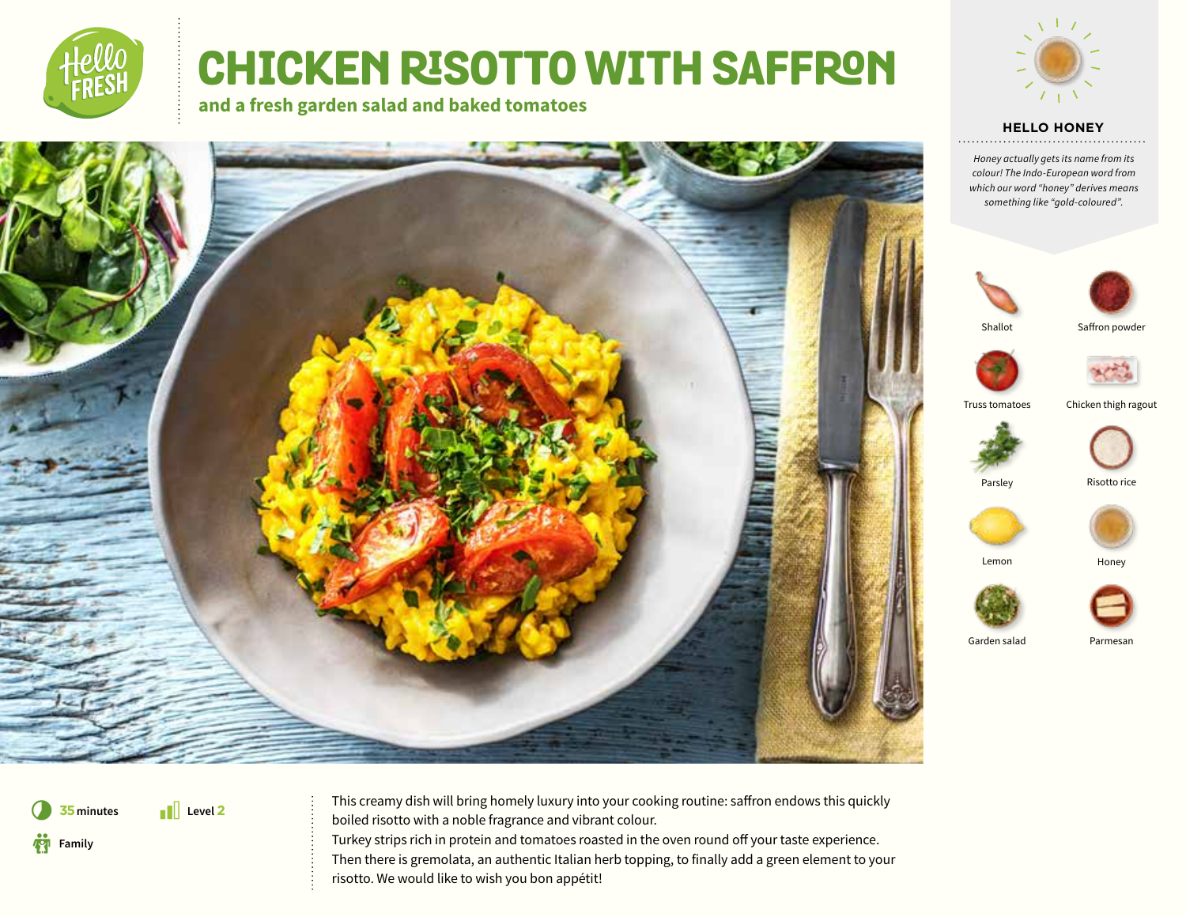# CHICKEN RISOTTO WITH SAFFRON

## and a fresh garden salad and baked tomatoes

### HELLO HONEY

*Honey actually gets its name from its colour! The Indo-European word from which our word "honey" derives means something like "gold-coloured".*

- Shallot
- Saffron powder
- Truss tomatoes
- Chicken thigh ragout
- Parsley
- Risotto rice
- Lemon
- Honey
- Garden salad
- Parmesan

**35 minutes** | **Level 2** | **Family**

This creamy dish will bring homely luxury into your cooking routine: saffron endows this quickly boiled risotto with a noble fragrance and vibrant colour.
Turkey strips rich in protein and tomatoes roasted in the oven round off your taste experience.
Then there is gremolata, an authentic Italian herb topping, to finally add a green element to your risotto. We would like to wish you bon appétit!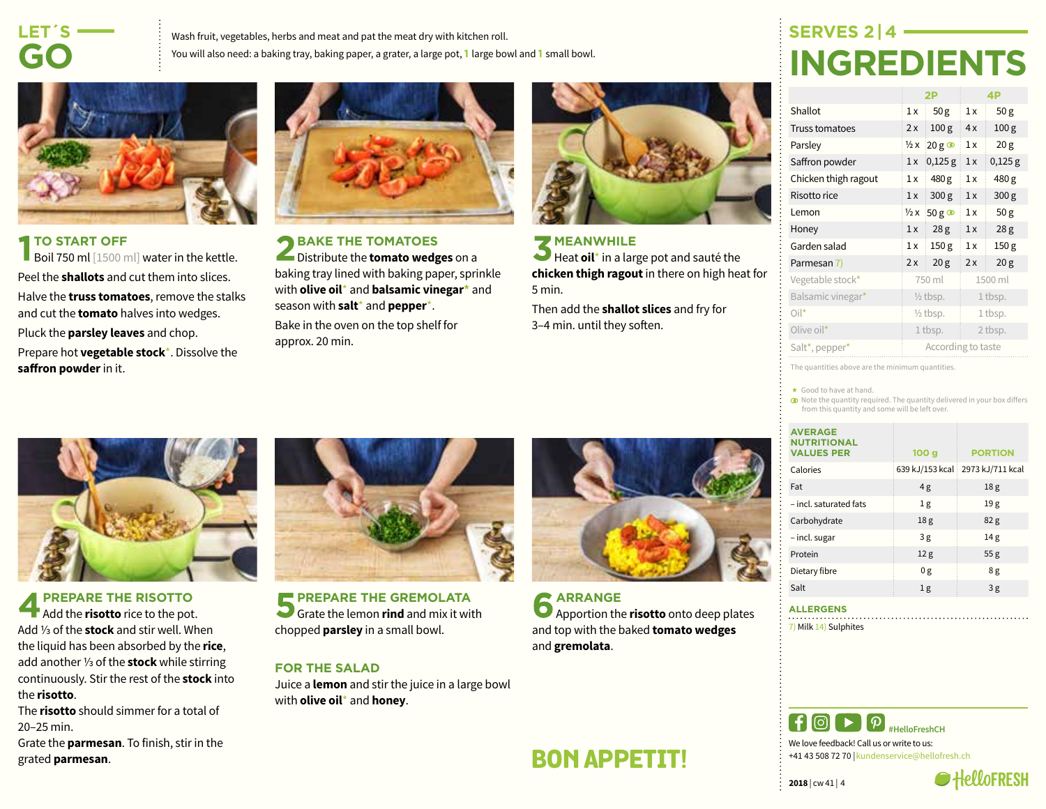# LET´S GO

Wash fruit, vegetables, herbs and meat and pat the meat dry with kitchen roll.
You will also need: a baking tray, baking paper, a grater, a large pot, 1 large bowl and 1 small bowl.

## 1 TO START OFF

Boil 750 ml [1500 ml] water in the kettle.

Peel the **shallots** and cut them into slices.

Halve the **truss tomatoes**, remove the stalks and cut the **tomato** halves into wedges.

Pluck the **parsley leaves** and chop.

Prepare hot **vegetable stock***. Dissolve the **saffron powder** in it.

## 2 BAKE THE TOMATOES

Distribute the **tomato wedges** on a baking tray lined with baking paper, sprinkle with **olive oil*** and **balsamic vinegar*** and season with **salt*** and **pepper***.

Bake in the oven on the top shelf for approx. 20 min.

## 3 MEANWHILE

Heat **oil*** in a large pot and sauté the **chicken thigh ragout** in there on high heat for 5 min.

Then add the **shallot slices** and fry for 3–4 min. until they soften.

## 4 PREPARE THE RISOTTO

Add the **risotto** rice to the pot.
Add ⅓ of the **stock** and stir well. When the liquid has been absorbed by the **rice**, add another ⅓ of the **stock** while stirring continuously. Stir the rest of the **stock** into the **risotto**.
The **risotto** should simmer for a total of 20–25 min.
Grate the **parmesan**. To finish, stir in the grated **parmesan**.

## 5 PREPARE THE GREMOLATA

Grate the lemon **rind** and mix it with chopped **parsley** in a small bowl.

### FOR THE SALAD

Juice a **lemon** and stir the juice in a large bowl with **olive oil*** and **honey**.

## 6 ARRANGE

Apportion the **risotto** onto deep plates and top with the baked **tomato wedges** and **gremolata**.

**BON APPETIT!**

# SERVES 2 | 4
# INGREDIENTS

| | 2P | | 4P | |
|---|---|---|---|---|
| Shallot | 1 x | 50 g | 1 x | 50 g |
| Truss tomatoes | 2 x | 100 g | 4 x | 100 g |
| Parsley | ½ x | 20 g ⊙ | 1 x | 20 g |
| Saffron powder | 1 x | 0,125 g | 1 x | 0,125 g |
| Chicken thigh ragout | 1 x | 480 g | 1 x | 480 g |
| Risotto rice | 1 x | 300 g | 1 x | 300 g |
| Lemon | ½ x | 50 g ⊙ | 1 x | 50 g |
| Honey | 1 x | 28 g | 1 x | 28 g |
| Garden salad | 1 x | 150 g | 1 x | 150 g |
| Parmesan 7) | 2 x | 20 g | 2 x | 20 g |
| Vegetable stock* | 750 ml | | 1500 ml | |
| Balsamic vinegar* | ½ tbsp. | | 1 tbsp. | |
| Oil* | ½ tbsp. | | 1 tbsp. | |
| Olive oil* | 1 tbsp. | | 2 tbsp. | |
| Salt*, pepper* | According to taste | | | |

The quantities above are the minimum quantities.

\* Good to have at hand.
⊙ Note the quantity required. The quantity delivered in your box differs from this quantity and some will be left over.

| AVERAGE NUTRITIONAL VALUES PER | 100 g | PORTION |
|---|---|---|
| Calories | 639 kJ/153 kcal | 2973 kJ/711 kcal |
| Fat | 4 g | 18 g |
| – incl. saturated fats | 1 g | 19 g |
| Carbohydrate | 18 g | 82 g |
| – incl. sugar | 3 g | 14 g |
| Protein | 12 g | 55 g |
| Dietary fibre | 0 g | 8 g |
| Salt | 1 g | 3 g |

### ALLERGENS

7) Milk 14) Sulphites

#HelloFreshCH

We love feedback! Call us or write to us:
+41 43 508 72 70 | kundenservice@hellofresh.ch

2018 | cw 41 | 4

HelloFRESH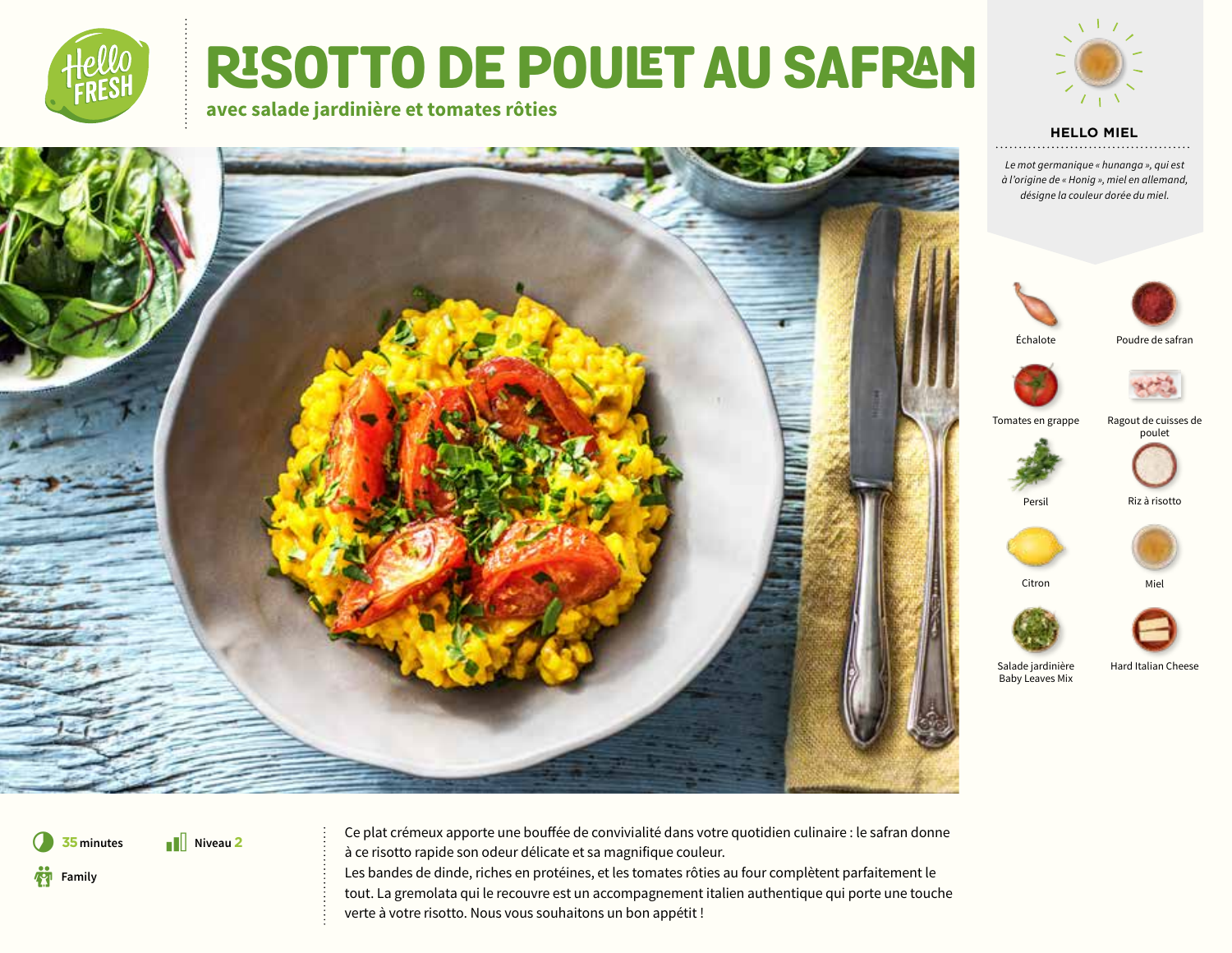# RISOTTO DE POULET AU SAFRAN

**avec salade jardinière et tomates rôties**

## HELLO MIEL

*Le mot germanique « hunanga », qui est à l'origine de « Honig », miel en allemand, désigne la couleur dorée du miel.*

- Échalote
- Poudre de safran
- Tomates en grappe
- Ragout de cuisses de poulet
- Persil
- Riz à risotto
- Citron
- Miel
- Salade jardinière Baby Leaves Mix
- Hard Italian Cheese

**35 minutes** | **Niveau 2** | **Family**

Ce plat crémeux apporte une bouffée de convivialité dans votre quotidien culinaire : le safran donne à ce risotto rapide son odeur délicate et sa magnifique couleur.
Les bandes de dinde, riches en protéines, et les tomates rôties au four complètent parfaitement le tout. La gremolata qui le recouvre est un accompagnement italien authentique qui porte une touche verte à votre risotto. Nous vous souhaitons un bon appétit !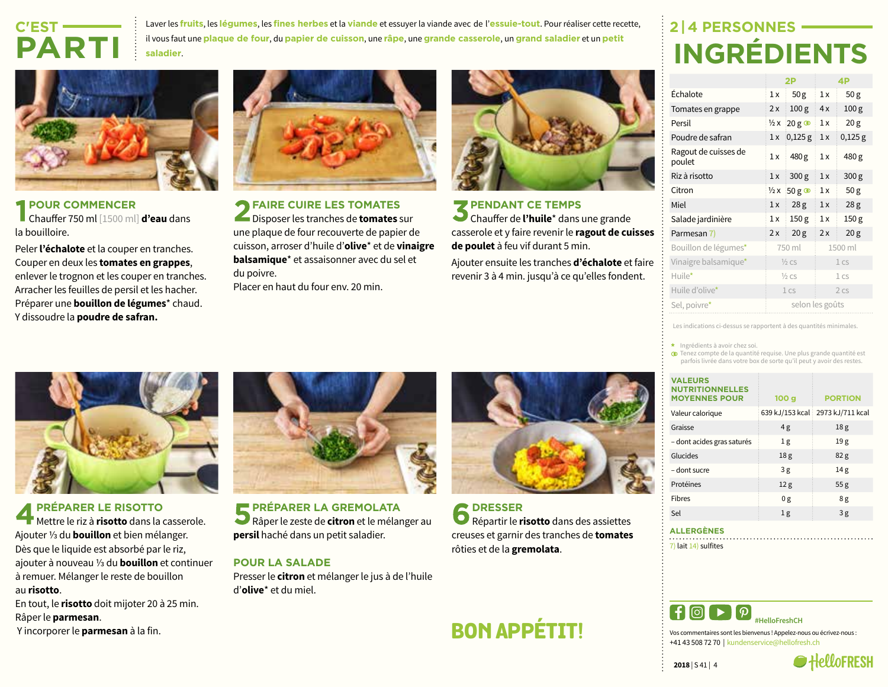# C'EST PARTI

Laver les **fruits**, les **légumes**, les **fines herbes** et la **viande** et essuyer la viande avec de l'**essuie-tout**. Pour réaliser cette recette, il vous faut une **plaque de four**, du **papier de cuisson**, une **râpe**, une **grande casserole**, un **grand saladier** et un **petit saladier**.

## 1 POUR COMMENCER

Chauffer 750 ml [1500 ml] **d'eau** dans la bouilloire.

Peler **l'échalote** et la couper en tranches. Couper en deux les **tomates en grappes**, enlever le trognon et les couper en tranches. Arracher les feuilles de persil et les hacher. Préparer une **bouillon de légumes*** chaud. Y dissoudre la **poudre de safran.**

## 2 FAIRE CUIRE LES TOMATES

Disposer les tranches de **tomates** sur une plaque de four recouverte de papier de cuisson, arroser d'huile d'**olive*** et de **vinaigre balsamique*** et assaisonner avec du sel et du poivre.
Placer en haut du four env. 20 min.

## 3 PENDANT CE TEMPS

Chauffer de **l'huile*** dans une grande casserole et y faire revenir le **ragout de cuisses de poulet** à feu vif durant 5 min.

Ajouter ensuite les tranches **d'échalote** et faire revenir 3 à 4 min. jusqu'à ce qu'elles fondent.

## 4 PRÉPARER LE RISOTTO

Mettre le riz à **risotto** dans la casserole. Ajouter ⅓ du **bouillon** et bien mélanger. Dès que le liquide est absorbé par le riz, ajouter à nouveau ⅓ du **bouillon** et continuer à remuer. Mélanger le reste de bouillon au **risotto**.
En tout, le **risotto** doit mijoter 20 à 25 min.
Râper le **parmesan**.
Y incorporer le **parmesan** à la fin.

## 5 PRÉPARER LA GREMOLATA

Râper le zeste de **citron** et le mélanger au **persil** haché dans un petit saladier.

### POUR LA SALADE

Presser le **citron** et mélanger le jus à de l'huile d'**olive*** et du miel.

## 6 DRESSER

Répartir le **risotto** dans des assiettes creuses et garnir des tranches de **tomates** rôties et de la **gremolata**.

**BON APPÉTIT!**

# 2 | 4 PERSONNES INGRÉDIENTS

| | 2P | | 4P | |
|---|---|---|---|---|
| Échalote | 1 x | 50 g | 1 x | 50 g |
| Tomates en grappe | 2 x | 100 g | 4 x | 100 g |
| Persil | ½ x | 20 g | 1 x | 20 g |
| Poudre de safran | 1 x | 0,125 g | 1 x | 0,125 g |
| Ragout de cuisses de poulet | 1 x | 480 g | 1 x | 480 g |
| Riz à risotto | 1 x | 300 g | 1 x | 300 g |
| Citron | ½ x | 50 g | 1 x | 50 g |
| Miel | 1 x | 28 g | 1 x | 28 g |
| Salade jardinière | 1 x | 150 g | 1 x | 150 g |
| Parmesan 7) | 2 x | 20 g | 2 x | 20 g |
| Bouillon de légumes* | 750 ml | | 1500 ml | |
| Vinaigre balsamique* | ½ cs | | 1 cs | |
| Huile* | ½ cs | | 1 cs | |
| Huile d'olive* | 1 cs | | 2 cs | |
| Sel, poivre* | selon les goûts | | | |

Les indications ci-dessus se rapportent à des quantités minimales.

\* Ingrédients à avoir chez soi.
Tenez compte de la quantité requise. Une plus grande quantité est parfois livrée dans votre box de sorte qu'il peut y avoir des restes.

| VALEURS NUTRITIONNELLES MOYENNES POUR | 100 g | PORTION |
|---|---|---|
| Valeur calorique | 639 kJ/153 kcal | 2973 kJ/711 kcal |
| Graisse | 4 g | 18 g |
| – dont acides gras saturés | 1 g | 19 g |
| Glucides | 18 g | 82 g |
| – dont sucre | 3 g | 14 g |
| Protéines | 12 g | 55 g |
| Fibres | 0 g | 8 g |
| Sel | 1 g | 3 g |

## ALLERGÈNES

7) lait 14) sulfites

#HelloFreshCH

Vos commentaires sont les bienvenus ! Appelez-nous ou écrivez-nous :
+41 43 508 72 70 | kundenservice@hellofresh.ch

2018 | S 41 | 4